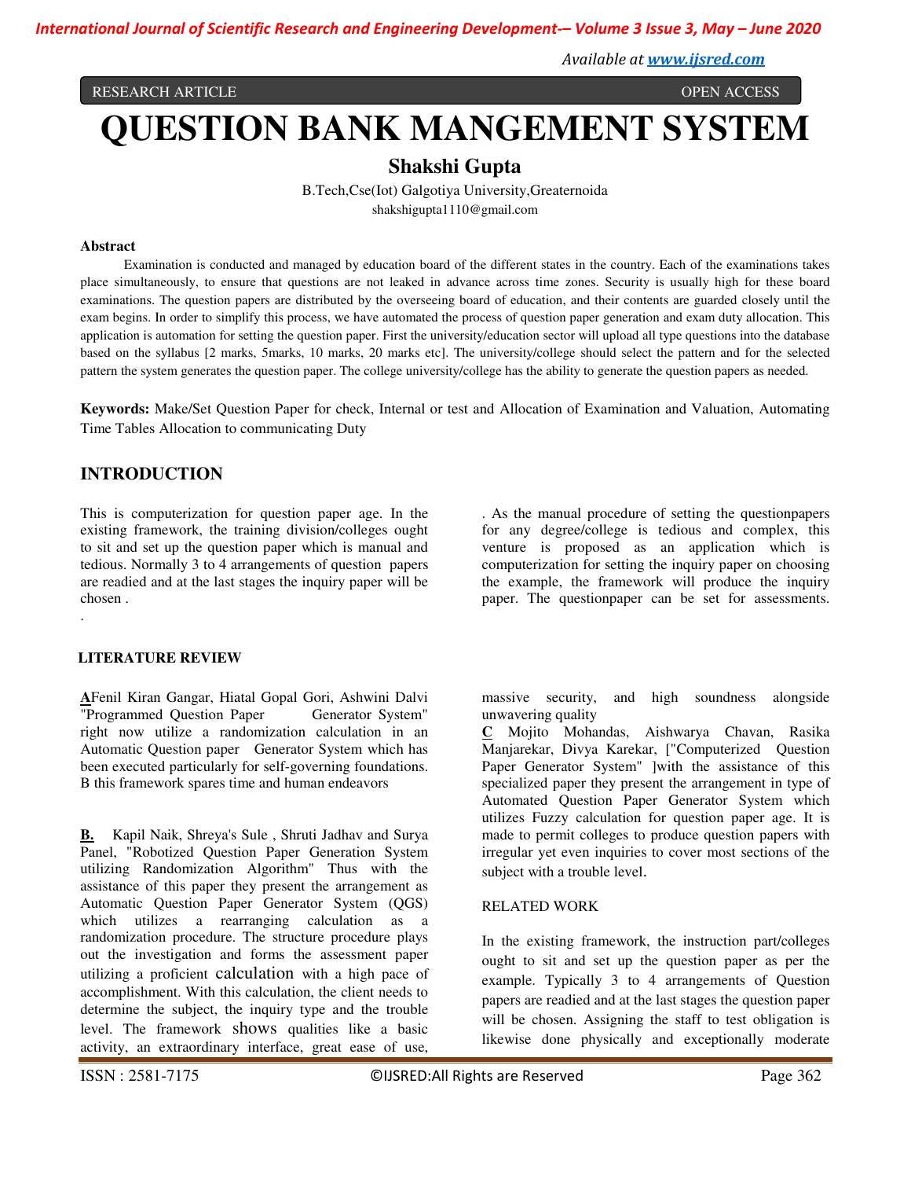RESEARCH ARTICLE OPEN ACCESS

# QUESTION BANK MANGEMENT SYSTEM

**Shakshi Gupta**

B.Tech,Cse(Iot) Galgotiya University,Greaternoida

shakshigupta1110@gmail.com

**Abstract**

Examination is conducted and managed by education board of the different states in the country. Each of the examinations takes place simultaneously, to ensure that questions are not leaked in advance across time zones. Security is usually high for these board examinations. The question papers are distributed by the overseeing board of education, and their contents are guarded closely until the exam begins. In order to simplify this process, we have automated the process of question paper generation and exam duty allocation. This application is automation for setting the question paper. First the university/education sector will upload all type questions into the database based on the syllabus [2 marks, 5marks, 10 marks, 20 marks etc]. The university/college should select the pattern and for the selected pattern the system generates the question paper. The college university/college has the ability to generate the question papers as needed.

**Keywords:** Make/Set Question Paper for check, Internal or test and Allocation of Examination and Valuation, Automating Time Tables Allocation to communicating Duty

## INTRODUCTION

This is computerization for question paper age. In the existing framework, the training division/colleges ought to sit and set up the question paper which is manual and tedious. Normally 3 to 4 arrangements of question papers are readied and at the last stages the inquiry paper will be chosen .

.

. As the manual procedure of setting the questionpapers for any degree/college is tedious and complex, this venture is proposed as an application which is computerization for setting the inquiry paper on choosing the example, the framework will produce the inquiry paper. The questionpaper can be set for assessments.

## LITERATURE REVIEW

**A**Fenil Kiran Gangar, Hiatal Gopal Gori, Ashwini Dalvi "Programmed Question Paper Generator System" right now utilize a randomization calculation in an Automatic Question paper Generator System which has been executed particularly for self-governing foundations. B this framework spares time and human endeavors

**B.** Kapil Naik, Shreya's Sule , Shruti Jadhav and Surya Panel, "Robotized Question Paper Generation System utilizing Randomization Algorithm" Thus with the assistance of this paper they present the arrangement as Automatic Question Paper Generator System (QGS) which utilizes a rearranging calculation as a randomization procedure. The structure procedure plays out the investigation and forms the assessment paper utilizing a proficient calculation with a high pace of accomplishment. With this calculation, the client needs to determine the subject, the inquiry type and the trouble level. The framework shows qualities like a basic activity, an extraordinary interface, great ease of use, massive security, and high soundness alongside unwavering quality

**C** Mojito Mohandas, Aishwarya Chavan, Rasika Manjarekar, Divya Karekar, ["Computerized Question Paper Generator System" ]with the assistance of this specialized paper they present the arrangement in type of Automated Question Paper Generator System which utilizes Fuzzy calculation for question paper age. It is made to permit colleges to produce question papers with irregular yet even inquiries to cover most sections of the subject with a trouble level.

## RELATED WORK

In the existing framework, the instruction part/colleges ought to sit and set up the question paper as per the example. Typically 3 to 4 arrangements of Question papers are readied and at the last stages the question paper will be chosen. Assigning the staff to test obligation is likewise done physically and exceptionally moderate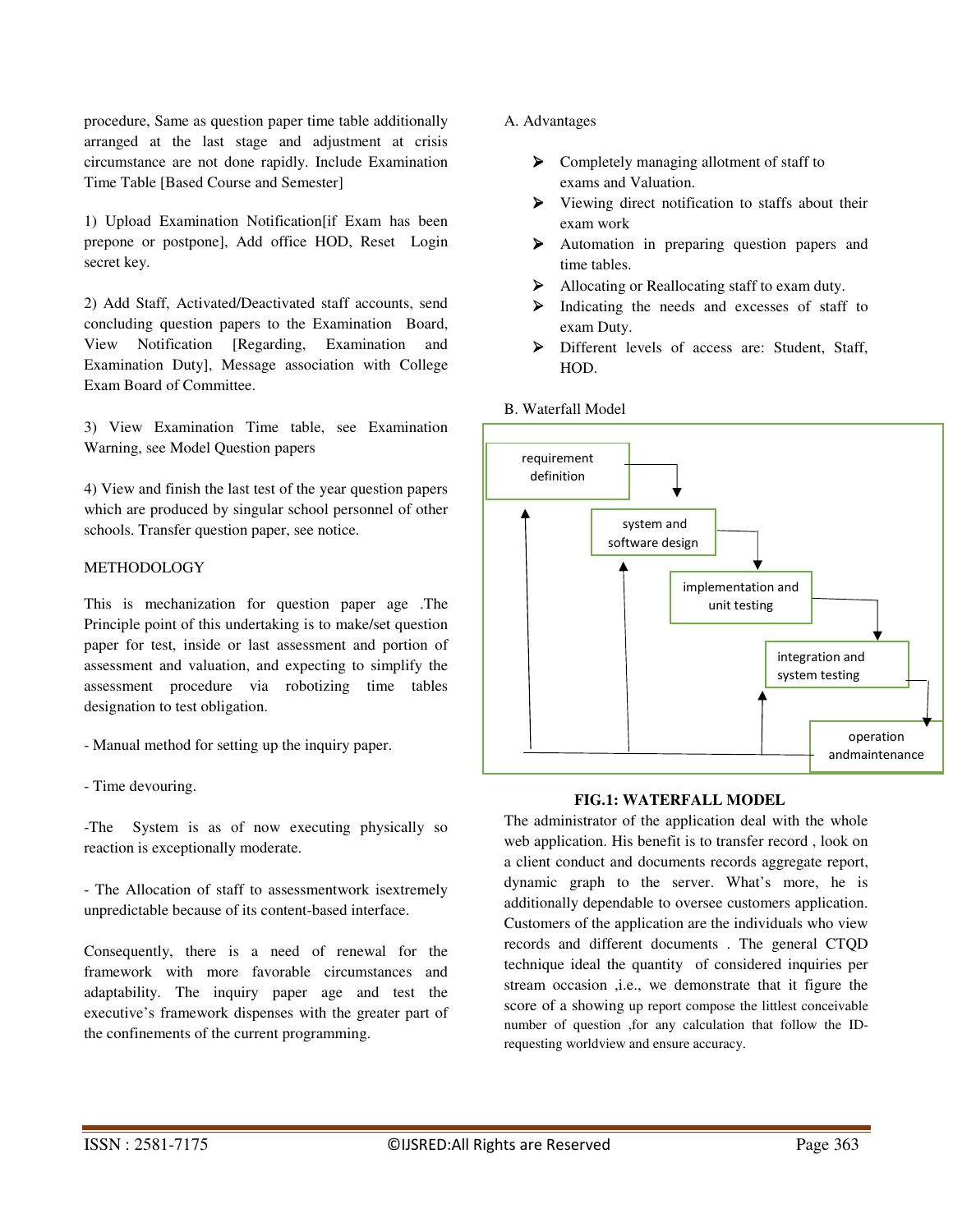procedure, Same as question paper time table additionally arranged at the last stage and adjustment at crisis circumstance are not done rapidly. Include Examination Time Table [Based Course and Semester]

1) Upload Examination Notification[if Exam has been prepone or postpone], Add office HOD, Reset Login secret key.

2) Add Staff, Activated/Deactivated staff accounts, send concluding question papers to the Examination Board, View Notification [Regarding, Examination and Examination Duty], Message association with College Exam Board of Committee.

3) View Examination Time table, see Examination Warning, see Model Question papers

4) View and finish the last test of the year question papers which are produced by singular school personnel of other schools. Transfer question paper, see notice.

METHODOLOGY

This is mechanization for question paper age .The Principle point of this undertaking is to make/set question paper for test, inside or last assessment and portion of assessment and valuation, and expecting to simplify the assessment procedure via robotizing time tables designation to test obligation.

- Manual method for setting up the inquiry paper.

- Time devouring.

-The System is as of now executing physically so reaction is exceptionally moderate.

- The Allocation of staff to assessmentwork isextremely unpredictable because of its content-based interface.

Consequently, there is a need of renewal for the framework with more favorable circumstances and adaptability. The inquiry paper age and test the executive's framework dispenses with the greater part of the confinements of the current programming.

A. Advantages

- Completely managing allotment of staff to exams and Valuation.
- Viewing direct notification to staffs about their exam work
- Automation in preparing question papers and time tables.
- Allocating or Reallocating staff to exam duty.
- Indicating the needs and excesses of staff to exam Duty.
- Different levels of access are: Student, Staff, HOD.

B. Waterfall Model

requirement definition → system and software design → implementation and unit testing → integration and system testing → operation andmaintenance

**FIG.1: WATERFALL MODEL**

The administrator of the application deal with the whole web application. His benefit is to transfer record , look on a client conduct and documents records aggregate report, dynamic graph to the server. What's more, he is additionally dependable to oversee customers application. Customers of the application are the individuals who view records and different documents . The general CTQD technique ideal the quantity of considered inquiries per stream occasion ,i.e., we demonstrate that it figure the score of a showing up report compose the littlest conceivable number of question ,for any calculation that follow the ID-requesting worldview and ensure accuracy.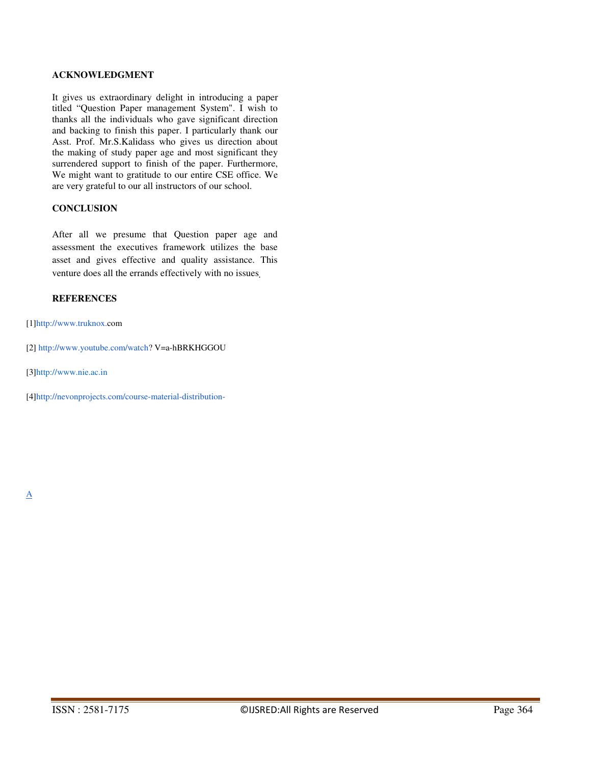## ACKNOWLEDGMENT

It gives us extraordinary delight in introducing a paper titled "Question Paper management System". I wish to thanks all the individuals who gave significant direction and backing to finish this paper. I particularly thank our Asst. Prof. Mr.S.Kalidass who gives us direction about the making of study paper age and most significant they surrendered support to finish of the paper. Furthermore, We might want to gratitude to our entire CSE office. We are very grateful to our all instructors of our school.

## CONCLUSION

After all we presume that Question paper age and assessment the executives framework utilizes the base asset and gives effective and quality assistance. This venture does all the errands effectively with no issues.

## REFERENCES

[1]http://www.truknox.com

[2] http://www.youtube.com/watch? V=a-hBRKHGGOU

[3]http://www.nie.ac.in

[4]http://nevonprojects.com/course-material-distribution-

A